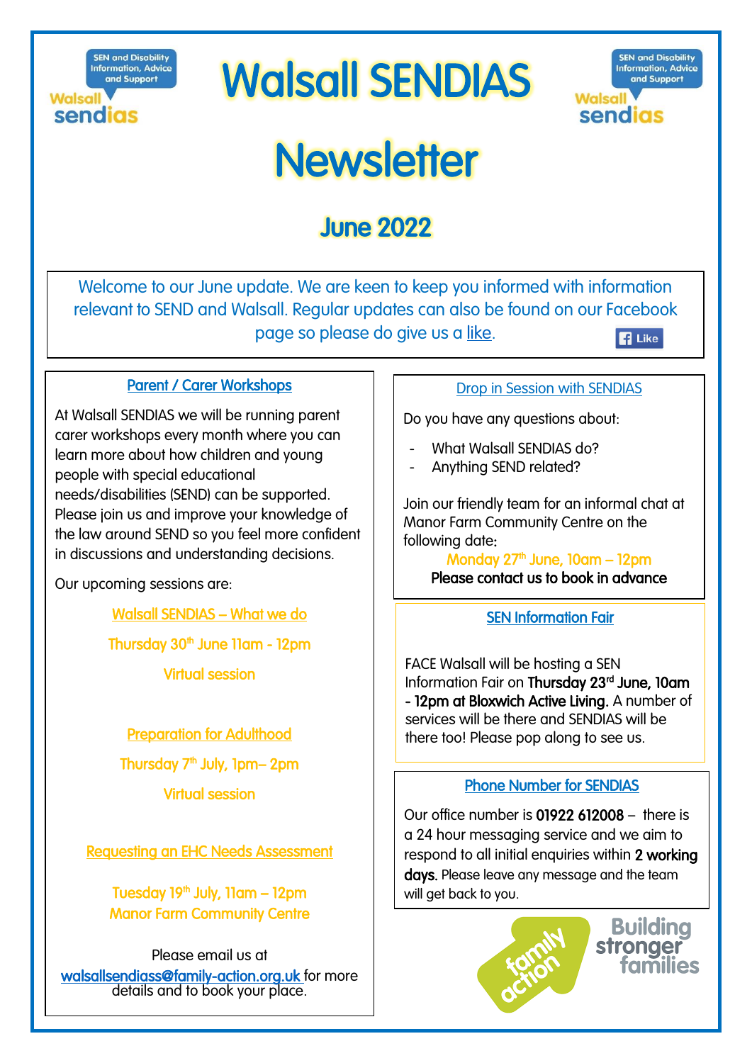# Walsall SENDIAS Newsletter

## June 2022

Welcome to our June update. We are keen to keep you informed with information relevant to SEND and Walsall. Regular updates can also be found on our Facebook page so please do give us a like.

### Parent / Carer Workshops

At Walsall SENDIAS we will be running parent carer workshops every month where you can learn more about how children and young people with special educational needs/disabilities (SEND) can be supported. Please join us and improve your knowledge of the law around SEND so you feel more confident in discussions and understanding decisions.

Our upcoming sessions are:

**Walsall SENDIAS – What we do**
Thursday 30th June 11am - 12pm
Virtual session

**Preparation for Adulthood**
Thursday 7th July, 1pm– 2pm
Virtual session

**Requesting an EHC Needs Assessment**
Tuesday 19th July, 11am – 12pm
Manor Farm Community Centre

Please email us at walsallsendiass@family-action.org.uk for more details and to book your place.

### Drop in Session with SENDIAS

Do you have any questions about:

- What Walsall SENDIAS do?
- Anything SEND related?

Join our friendly team for an informal chat at Manor Farm Community Centre on the following date:

Monday 27th June, 10am – 12pm
**Please contact us to book in advance**

### SEN Information Fair

FACE Walsall will be hosting a SEN Information Fair on **Thursday 23rd June, 10am - 12pm at Bloxwich Active Living.** A number of services will be there and SENDIAS will be there too! Please pop along to see us.

### Phone Number for SENDIAS

Our office number is **01922 612008** – there is a 24 hour messaging service and we aim to respond to all initial enquiries within **2 working days.** Please leave any message and the team will get back to you.

family action – Building stronger families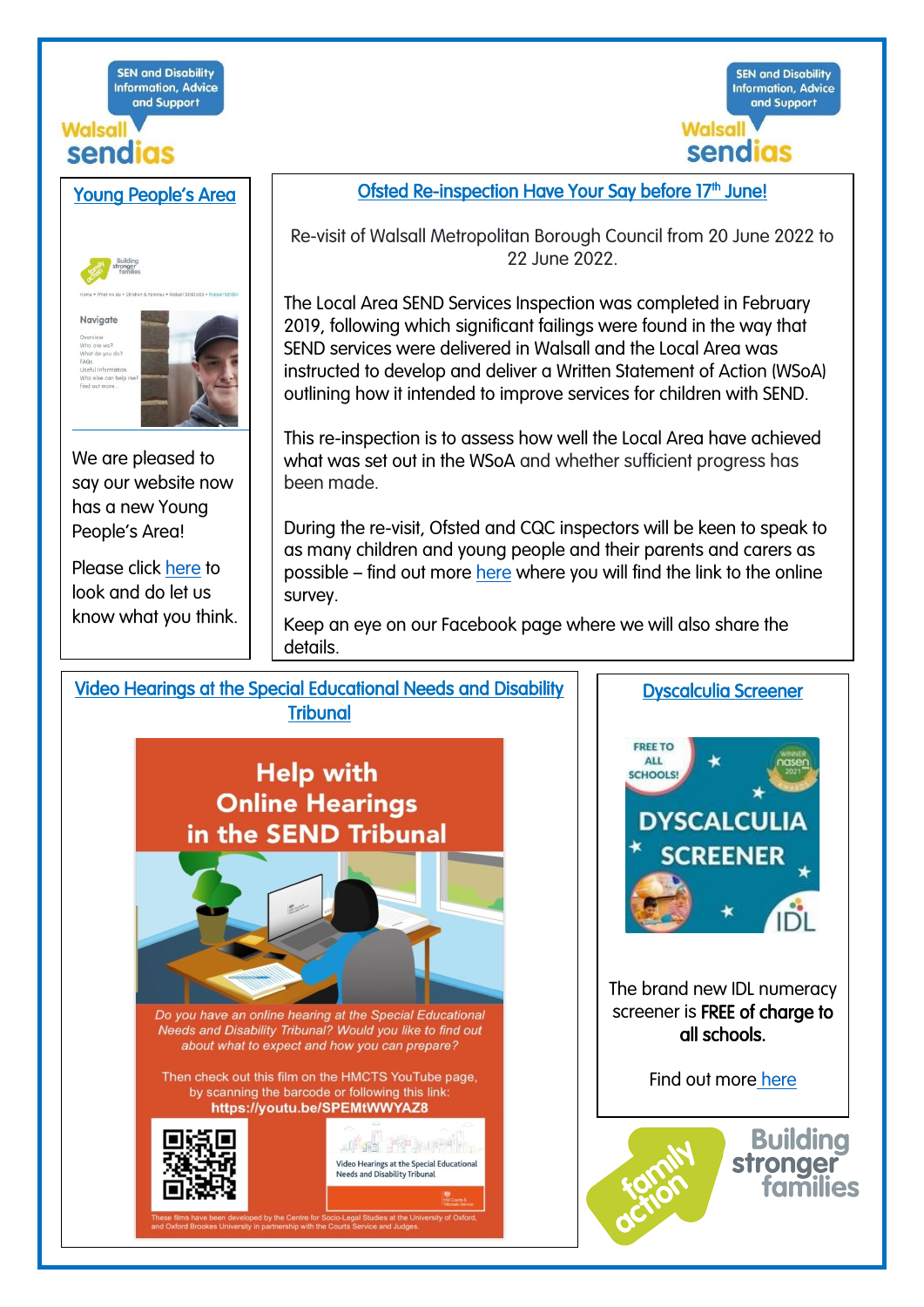## Young People's Area

We are pleased to say our website now has a new Young People's Area!

Please click here to look and do let us know what you think.

## Ofsted Re-inspection Have Your Say before 17th June!

Re-visit of Walsall Metropolitan Borough Council from 20 June 2022 to 22 June 2022.

The Local Area SEND Services Inspection was completed in February 2019, following which significant failings were found in the way that SEND services were delivered in Walsall and the Local Area was instructed to develop and deliver a Written Statement of Action (WSoA) outlining how it intended to improve services for children with SEND.

This re-inspection is to assess how well the Local Area have achieved what was set out in the WSoA and whether sufficient progress has been made.

During the re-visit, Ofsted and CQC inspectors will be keen to speak to as many children and young people and their parents and carers as possible – find out more here where you will find the link to the online survey.

Keep an eye on our Facebook page where we will also share the details.

## Video Hearings at the Special Educational Needs and Disability Tribunal

**Help with Online Hearings in the SEND Tribunal**

*Do you have an online hearing at the Special Educational Needs and Disability Tribunal? Would you like to find out about what to expect and how you can prepare?*

Then check out this film on the HMCTS YouTube page, by scanning the barcode or following this link: **https://youtu.be/SPEMtWWYAZ8**

These films have been developed by the Centre for Socio-Legal Studies at the University of Oxford, and Oxford Brookes University in partnership with the Courts Service and Judges.

## Dyscalculia Screener

The brand new IDL numeracy screener is **FREE of charge to all schools.**

Find out more here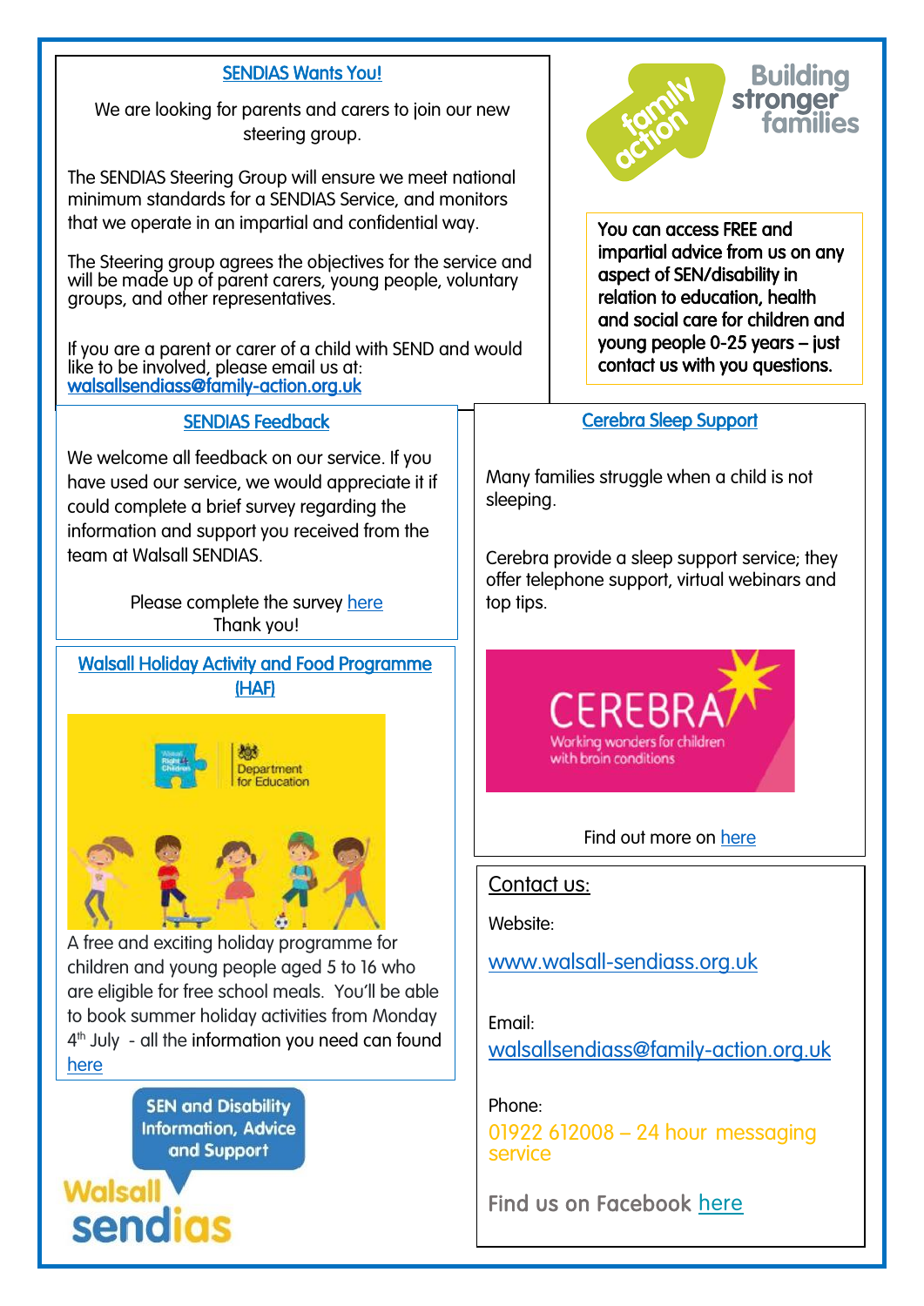## SENDIAS Wants You!

We are looking for parents and carers to join our new steering group.

The SENDIAS Steering Group will ensure we meet national minimum standards for a SENDIAS Service, and monitors that we operate in an impartial and confidential way.

The Steering group agrees the objectives for the service and will be made up of parent carers, young people, voluntary groups, and other representatives.

If you are a parent or carer of a child with SEND and would like to be involved, please email us at:
walsallsendiass@family-action.org.uk

Building stronger families

You can access FREE and impartial advice from us on any aspect of SEN/disability in relation to education, health and social care for children and young people 0-25 years – just contact us with you questions.

## SENDIAS Feedback

We welcome all feedback on our service. If you have used our service, we would appreciate it if could complete a brief survey regarding the information and support you received from the team at Walsall SENDIAS.

Please complete the survey here
Thank you!

## Cerebra Sleep Support

Many families struggle when a child is not sleeping.

Cerebra provide a sleep support service; they offer telephone support, virtual webinars and top tips.

CEREBRA Working wonders for children with brain conditions

Find out more on here

## Walsall Holiday Activity and Food Programme (HAF)

A free and exciting holiday programme for children and young people aged 5 to 16 who are eligible for free school meals. You'll be able to book summer holiday activities from Monday 4th July - all the information you need can found here

## Contact us:

Website:

www.walsall-sendiass.org.uk

Email:
walsallsendiass@family-action.org.uk

Phone:
01922 612008 – 24 hour messaging service

Find us on Facebook here

SEN and Disability Information, Advice and Support
Walsall sendias